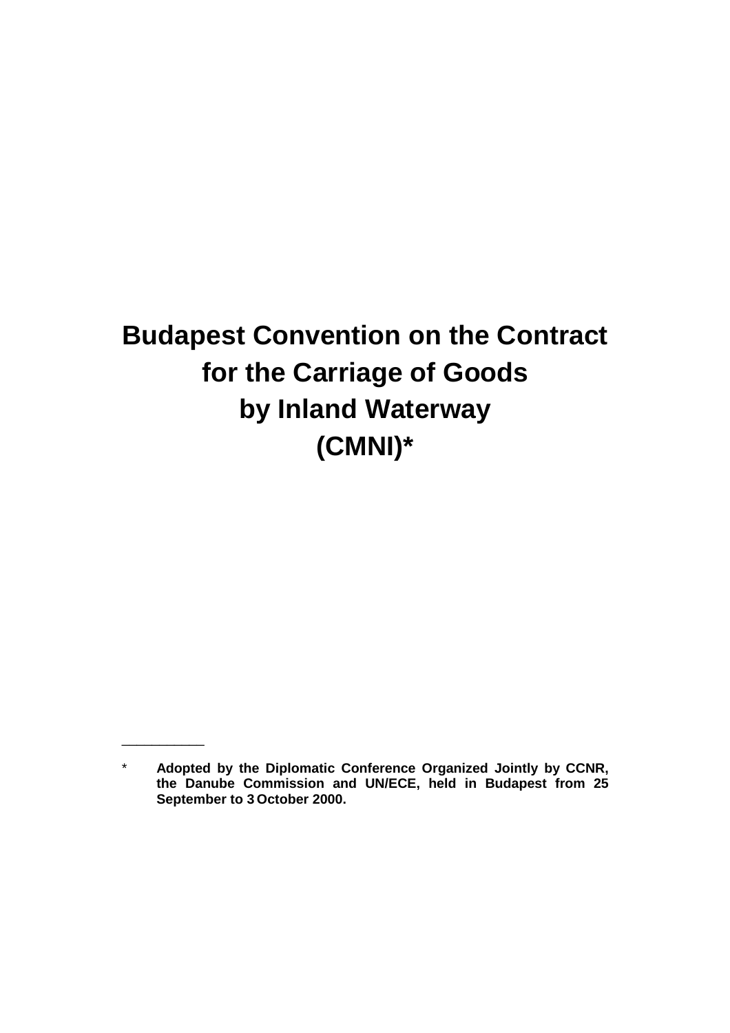# Budapest Convention on the Contract for the Carriage of Goods by Inland Waterway (CMNI)*

---

\* **Adopted by the Diplomatic Conference Organized Jointly by CCNR, the Danube Commission and UN/ECE, held in Budapest from 25 September to 3 October 2000.**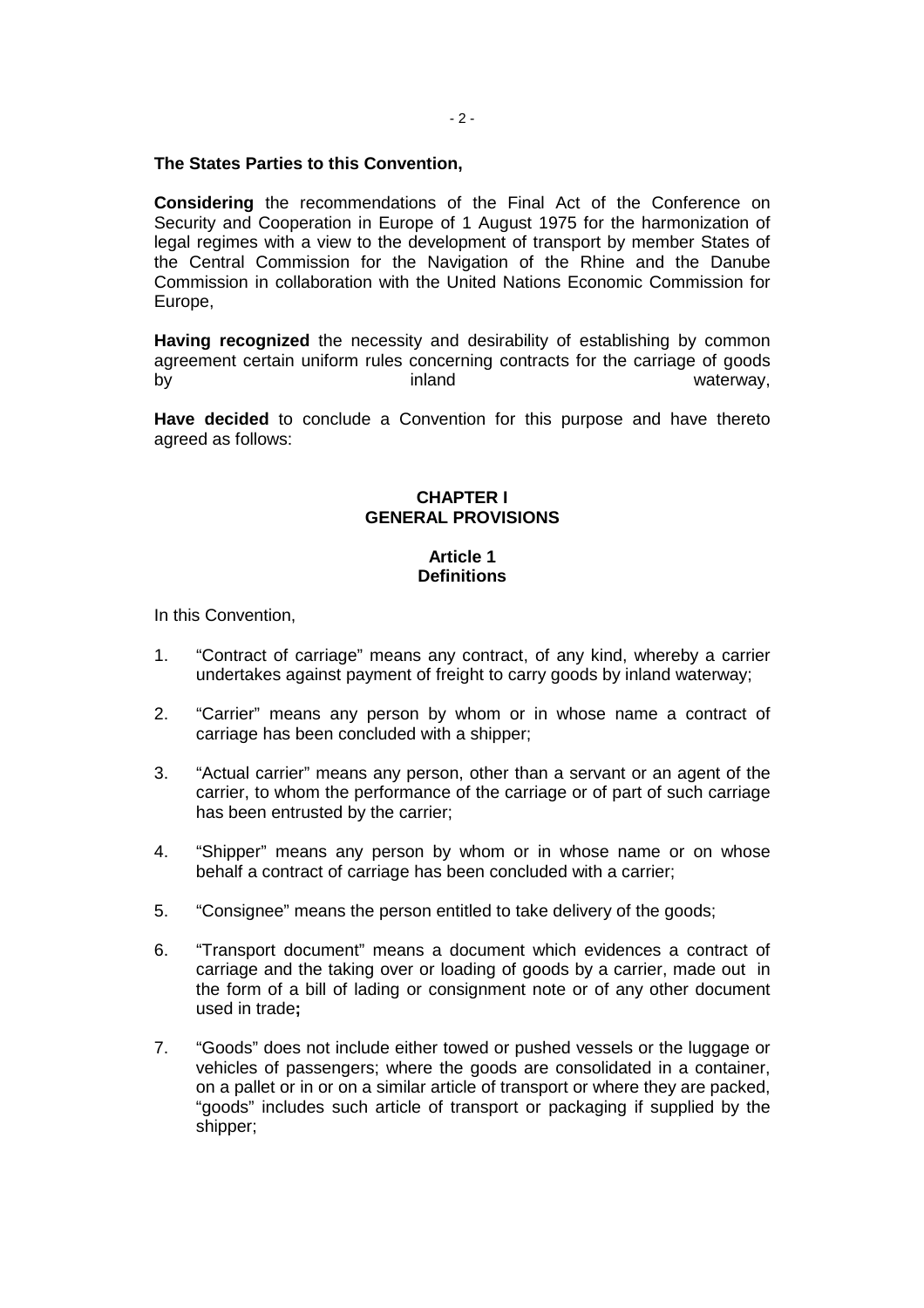**The States Parties to this Convention,**

**Considering** the recommendations of the Final Act of the Conference on Security and Cooperation in Europe of 1 August 1975 for the harmonization of legal regimes with a view to the development of transport by member States of the Central Commission for the Navigation of the Rhine and the Danube Commission in collaboration with the United Nations Economic Commission for Europe,

**Having recognized** the necessity and desirability of establishing by common agreement certain uniform rules concerning contracts for the carriage of goods by inland waterway,

**Have decided** to conclude a Convention for this purpose and have thereto agreed as follows:

## CHAPTER I
## GENERAL PROVISIONS

### Article 1
### Definitions

In this Convention,

1. "Contract of carriage" means any contract, of any kind, whereby a carrier undertakes against payment of freight to carry goods by inland waterway;

2. "Carrier" means any person by whom or in whose name a contract of carriage has been concluded with a shipper;

3. "Actual carrier" means any person, other than a servant or an agent of the carrier, to whom the performance of the carriage or of part of such carriage has been entrusted by the carrier;

4. "Shipper" means any person by whom or in whose name or on whose behalf a contract of carriage has been concluded with a carrier;

5. "Consignee" means the person entitled to take delivery of the goods;

6. "Transport document" means a document which evidences a contract of carriage and the taking over or loading of goods by a carrier, made out in the form of a bill of lading or consignment note or of any other document used in trade**;**

7. "Goods" does not include either towed or pushed vessels or the luggage or vehicles of passengers; where the goods are consolidated in a container, on a pallet or in or on a similar article of transport or where they are packed, "goods" includes such article of transport or packaging if supplied by the shipper;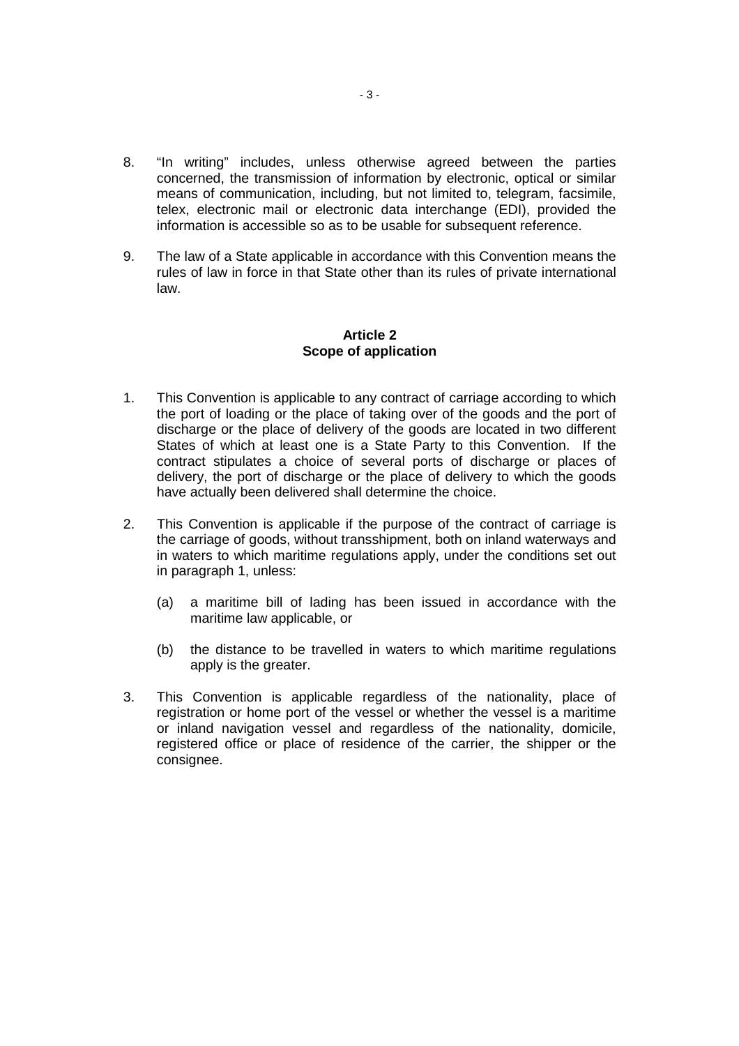8. "In writing" includes, unless otherwise agreed between the parties concerned, the transmission of information by electronic, optical or similar means of communication, including, but not limited to, telegram, facsimile, telex, electronic mail or electronic data interchange (EDI), provided the information is accessible so as to be usable for subsequent reference.

9. The law of a State applicable in accordance with this Convention means the rules of law in force in that State other than its rules of private international law.

## Article 2
## Scope of application

1. This Convention is applicable to any contract of carriage according to which the port of loading or the place of taking over of the goods and the port of discharge or the place of delivery of the goods are located in two different States of which at least one is a State Party to this Convention. If the contract stipulates a choice of several ports of discharge or places of delivery, the port of discharge or the place of delivery to which the goods have actually been delivered shall determine the choice.

2. This Convention is applicable if the purpose of the contract of carriage is the carriage of goods, without transshipment, both on inland waterways and in waters to which maritime regulations apply, under the conditions set out in paragraph 1, unless:

   (a) a maritime bill of lading has been issued in accordance with the maritime law applicable, or

   (b) the distance to be travelled in waters to which maritime regulations apply is the greater.

3. This Convention is applicable regardless of the nationality, place of registration or home port of the vessel or whether the vessel is a maritime or inland navigation vessel and regardless of the nationality, domicile, registered office or place of residence of the carrier, the shipper or the consignee.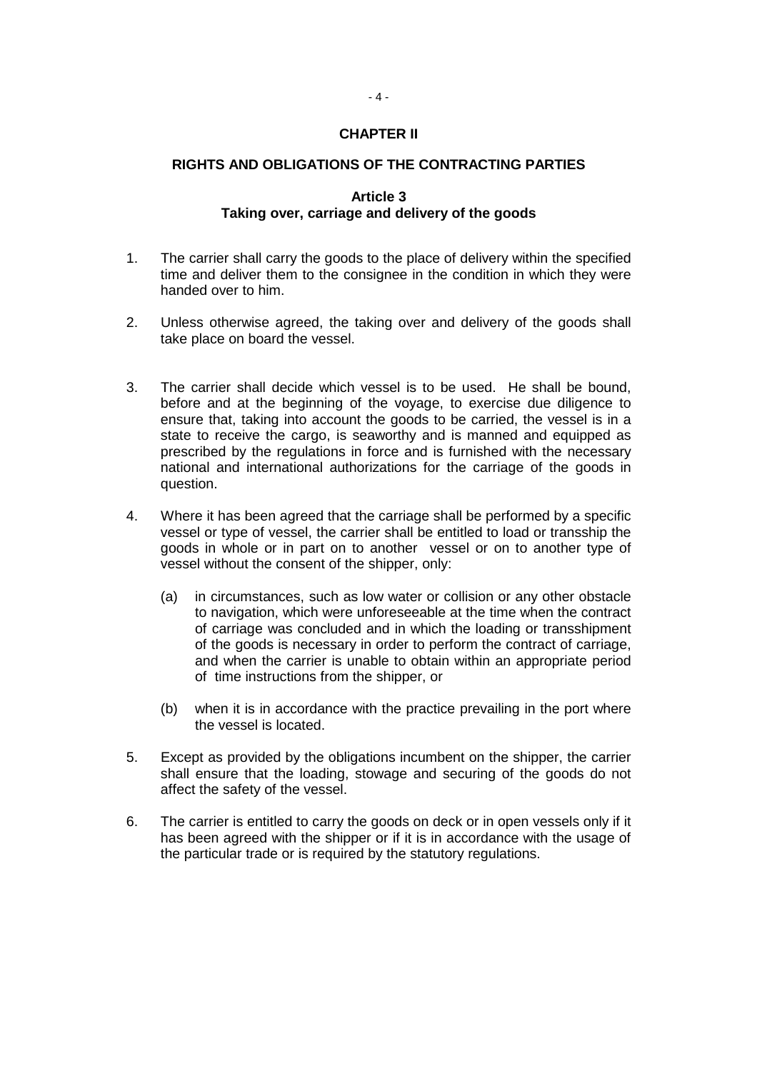## CHAPTER II

## RIGHTS AND OBLIGATIONS OF THE CONTRACTING PARTIES

### Article 3
### Taking over, carriage and delivery of the goods

1. The carrier shall carry the goods to the place of delivery within the specified time and deliver them to the consignee in the condition in which they were handed over to him.

2. Unless otherwise agreed, the taking over and delivery of the goods shall take place on board the vessel.

3. The carrier shall decide which vessel is to be used. He shall be bound, before and at the beginning of the voyage, to exercise due diligence to ensure that, taking into account the goods to be carried, the vessel is in a state to receive the cargo, is seaworthy and is manned and equipped as prescribed by the regulations in force and is furnished with the necessary national and international authorizations for the carriage of the goods in question.

4. Where it has been agreed that the carriage shall be performed by a specific vessel or type of vessel, the carrier shall be entitled to load or tranship the goods in whole or in part on to another vessel or on to another type of vessel without the consent of the shipper, only:

   (a) in circumstances, such as low water or collision or any other obstacle to navigation, which were unforeseeable at the time when the contract of carriage was concluded and in which the loading or transshipment of the goods is necessary in order to perform the contract of carriage, and when the carrier is unable to obtain within an appropriate period of time instructions from the shipper, or

   (b) when it is in accordance with the practice prevailing in the port where the vessel is located.

5. Except as provided by the obligations incumbent on the shipper, the carrier shall ensure that the loading, stowage and securing of the goods do not affect the safety of the vessel.

6. The carrier is entitled to carry the goods on deck or in open vessels only if it has been agreed with the shipper or if it is in accordance with the usage of the particular trade or is required by the statutory regulations.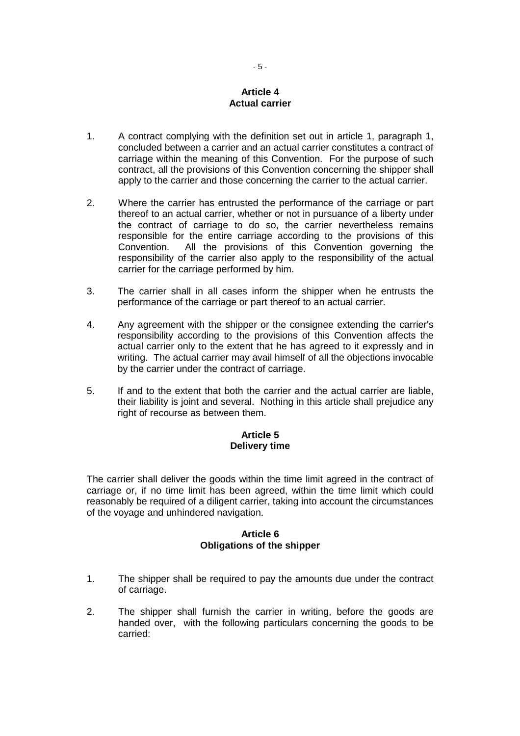## Article 4
## Actual carrier

1. A contract complying with the definition set out in article 1, paragraph 1, concluded between a carrier and an actual carrier constitutes a contract of carriage within the meaning of this Convention. For the purpose of such contract, all the provisions of this Convention concerning the shipper shall apply to the carrier and those concerning the carrier to the actual carrier.

2. Where the carrier has entrusted the performance of the carriage or part thereof to an actual carrier, whether or not in pursuance of a liberty under the contract of carriage to do so, the carrier nevertheless remains responsible for the entire carriage according to the provisions of this Convention. All the provisions of this Convention governing the responsibility of the carrier also apply to the responsibility of the actual carrier for the carriage performed by him.

3. The carrier shall in all cases inform the shipper when he entrusts the performance of the carriage or part thereof to an actual carrier.

4. Any agreement with the shipper or the consignee extending the carrier's responsibility according to the provisions of this Convention affects the actual carrier only to the extent that he has agreed to it expressly and in writing. The actual carrier may avail himself of all the objections invocable by the carrier under the contract of carriage.

5. If and to the extent that both the carrier and the actual carrier are liable, their liability is joint and several. Nothing in this article shall prejudice any right of recourse as between them.

## Article 5
## Delivery time

The carrier shall deliver the goods within the time limit agreed in the contract of carriage or, if no time limit has been agreed, within the time limit which could reasonably be required of a diligent carrier, taking into account the circumstances of the voyage and unhindered navigation.

## Article 6
## Obligations of the shipper

1. The shipper shall be required to pay the amounts due under the contract of carriage.

2. The shipper shall furnish the carrier in writing, before the goods are handed over, with the following particulars concerning the goods to be carried: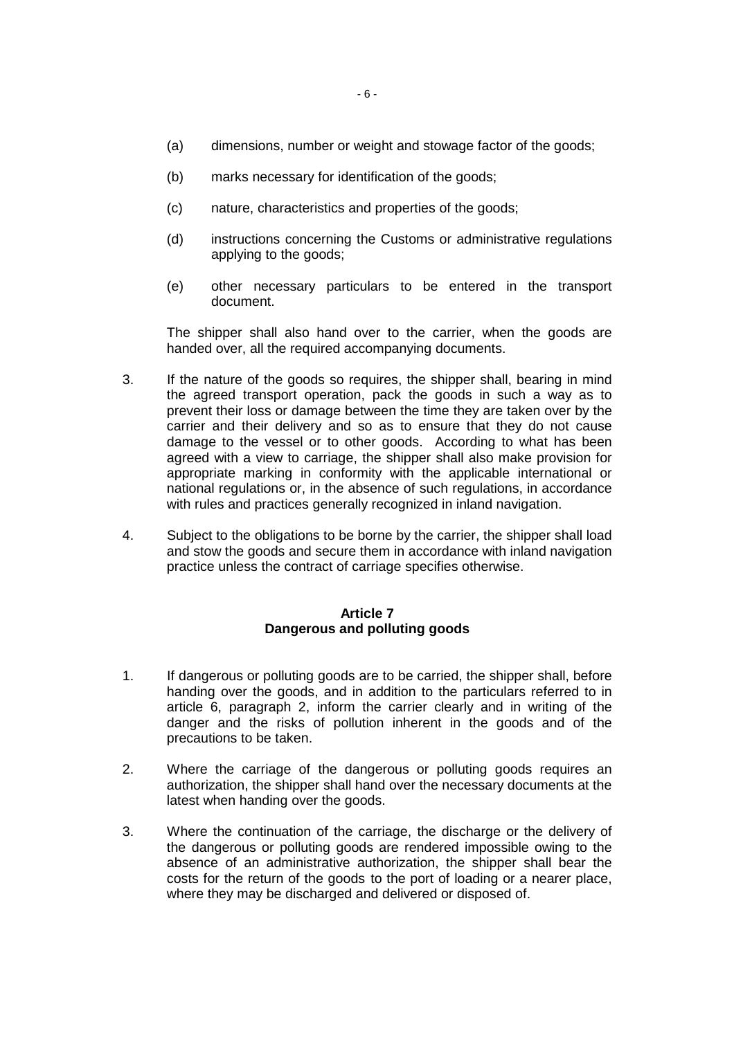(a) dimensions, number or weight and stowage factor of the goods;

(b) marks necessary for identification of the goods;

(c) nature, characteristics and properties of the goods;

(d) instructions concerning the Customs or administrative regulations applying to the goods;

(e) other necessary particulars to be entered in the transport document.

The shipper shall also hand over to the carrier, when the goods are handed over, all the required accompanying documents.

3. If the nature of the goods so requires, the shipper shall, bearing in mind the agreed transport operation, pack the goods in such a way as to prevent their loss or damage between the time they are taken over by the carrier and their delivery and so as to ensure that they do not cause damage to the vessel or to other goods. According to what has been agreed with a view to carriage, the shipper shall also make provision for appropriate marking in conformity with the applicable international or national regulations or, in the absence of such regulations, in accordance with rules and practices generally recognized in inland navigation.

4. Subject to the obligations to be borne by the carrier, the shipper shall load and stow the goods and secure them in accordance with inland navigation practice unless the contract of carriage specifies otherwise.

**Article 7**
**Dangerous and polluting goods**

1. If dangerous or polluting goods are to be carried, the shipper shall, before handing over the goods, and in addition to the particulars referred to in article 6, paragraph 2, inform the carrier clearly and in writing of the danger and the risks of pollution inherent in the goods and of the precautions to be taken.

2. Where the carriage of the dangerous or polluting goods requires an authorization, the shipper shall hand over the necessary documents at the latest when handing over the goods.

3. Where the continuation of the carriage, the discharge or the delivery of the dangerous or polluting goods are rendered impossible owing to the absence of an administrative authorization, the shipper shall bear the costs for the return of the goods to the port of loading or a nearer place, where they may be discharged and delivered or disposed of.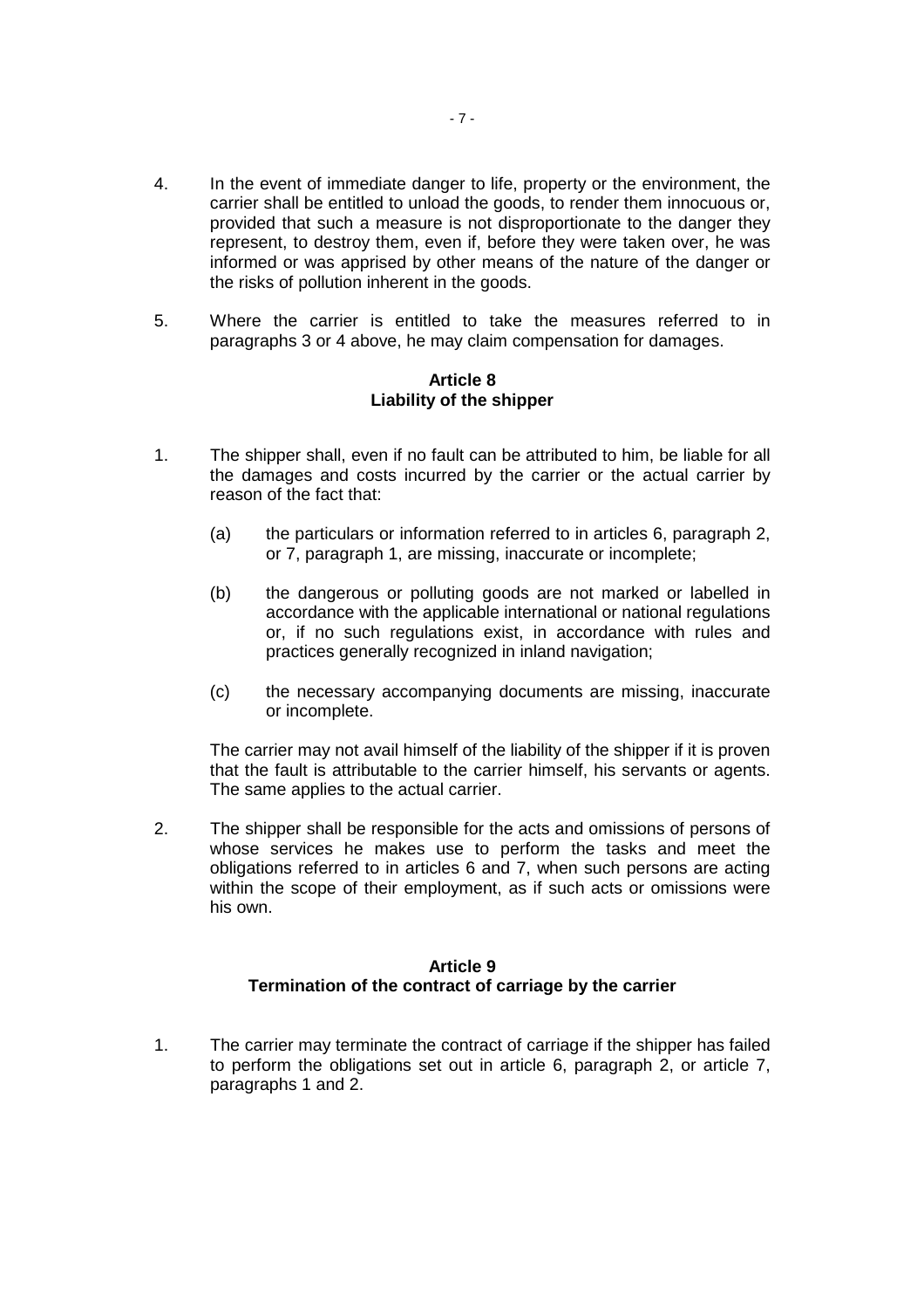4. In the event of immediate danger to life, property or the environment, the carrier shall be entitled to unload the goods, to render them innocuous or, provided that such a measure is not disproportionate to the danger they represent, to destroy them, even if, before they were taken over, he was informed or was apprised by other means of the nature of the danger or the risks of pollution inherent in the goods.

5. Where the carrier is entitled to take the measures referred to in paragraphs 3 or 4 above, he may claim compensation for damages.

**Article 8**
**Liability of the shipper**

1. The shipper shall, even if no fault can be attributed to him, be liable for all the damages and costs incurred by the carrier or the actual carrier by reason of the fact that:

   (a) the particulars or information referred to in articles 6, paragraph 2, or 7, paragraph 1, are missing, inaccurate or incomplete;

   (b) the dangerous or polluting goods are not marked or labelled in accordance with the applicable international or national regulations or, if no such regulations exist, in accordance with rules and practices generally recognized in inland navigation;

   (c) the necessary accompanying documents are missing, inaccurate or incomplete.

   The carrier may not avail himself of the liability of the shipper if it is proven that the fault is attributable to the carrier himself, his servants or agents. The same applies to the actual carrier.

2. The shipper shall be responsible for the acts and omissions of persons of whose services he makes use to perform the tasks and meet the obligations referred to in articles 6 and 7, when such persons are acting within the scope of their employment, as if such acts or omissions were his own.

**Article 9**
**Termination of the contract of carriage by the carrier**

1. The carrier may terminate the contract of carriage if the shipper has failed to perform the obligations set out in article 6, paragraph 2, or article 7, paragraphs 1 and 2.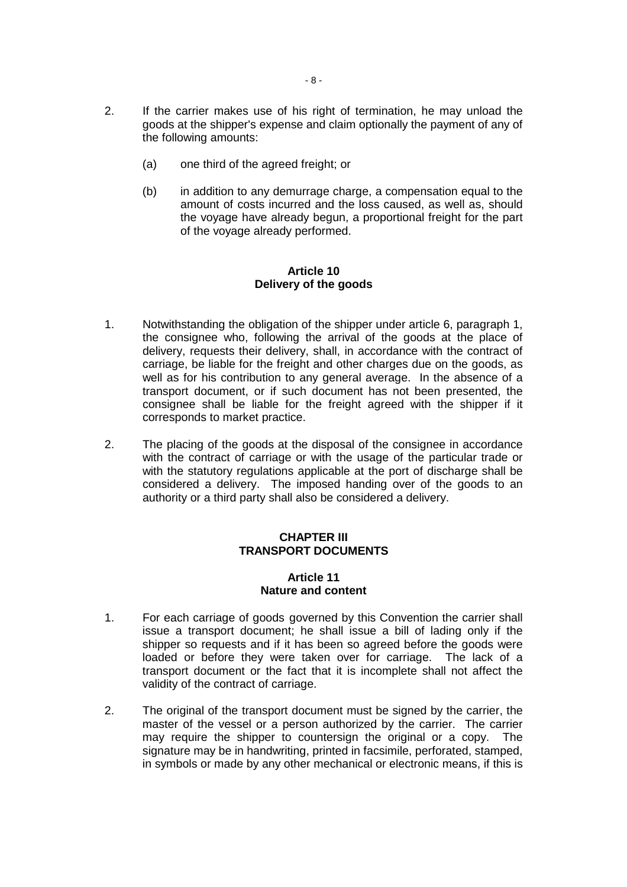2. If the carrier makes use of his right of termination, he may unload the goods at the shipper's expense and claim optionally the payment of any of the following amounts:

   (a) one third of the agreed freight; or

   (b) in addition to any demurrage charge, a compensation equal to the amount of costs incurred and the loss caused, as well as, should the voyage have already begun, a proportional freight for the part of the voyage already performed.

**Article 10**
**Delivery of the goods**

1. Notwithstanding the obligation of the shipper under article 6, paragraph 1, the consignee who, following the arrival of the goods at the place of delivery, requests their delivery, shall, in accordance with the contract of carriage, be liable for the freight and other charges due on the goods, as well as for his contribution to any general average. In the absence of a transport document, or if such document has not been presented, the consignee shall be liable for the freight agreed with the shipper if it corresponds to market practice.

2. The placing of the goods at the disposal of the consignee in accordance with the contract of carriage or with the usage of the particular trade or with the statutory regulations applicable at the port of discharge shall be considered a delivery. The imposed handing over of the goods to an authority or a third party shall also be considered a delivery.

**CHAPTER III**
**TRANSPORT DOCUMENTS**

**Article 11**
**Nature and content**

1. For each carriage of goods governed by this Convention the carrier shall issue a transport document; he shall issue a bill of lading only if the shipper so requests and if it has been so agreed before the goods were loaded or before they were taken over for carriage. The lack of a transport document or the fact that it is incomplete shall not affect the validity of the contract of carriage.

2. The original of the transport document must be signed by the carrier, the master of the vessel or a person authorized by the carrier. The carrier may require the shipper to countersign the original or a copy. The signature may be in handwriting, printed in facsimile, perforated, stamped, in symbols or made by any other mechanical or electronic means, if this is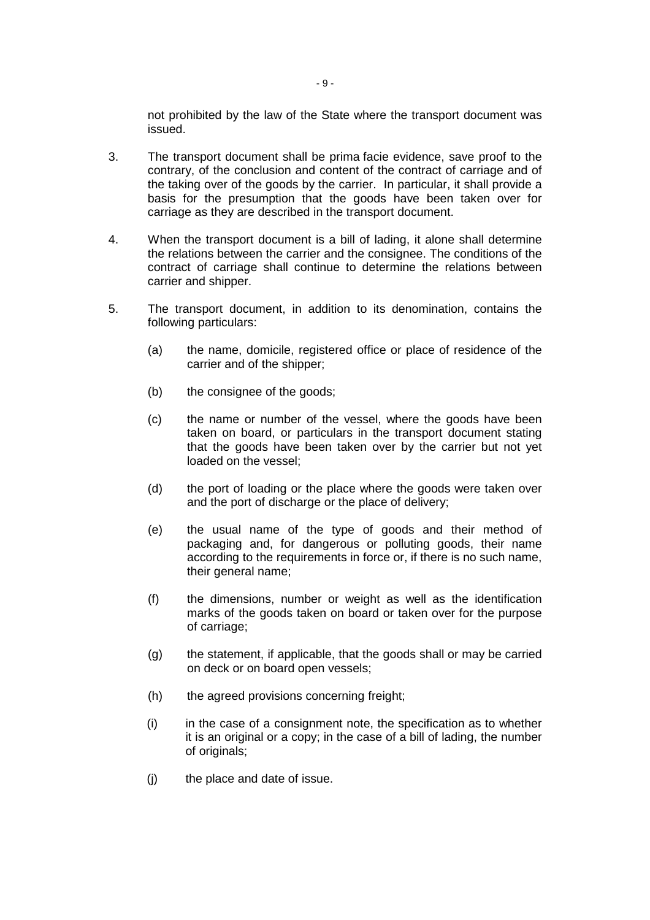not prohibited by the law of the State where the transport document was issued.

3. The transport document shall be prima facie evidence, save proof to the contrary, of the conclusion and content of the contract of carriage and of the taking over of the goods by the carrier. In particular, it shall provide a basis for the presumption that the goods have been taken over for carriage as they are described in the transport document.

4. When the transport document is a bill of lading, it alone shall determine the relations between the carrier and the consignee. The conditions of the contract of carriage shall continue to determine the relations between carrier and shipper.

5. The transport document, in addition to its denomination, contains the following particulars:

   (a) the name, domicile, registered office or place of residence of the carrier and of the shipper;

   (b) the consignee of the goods;

   (c) the name or number of the vessel, where the goods have been taken on board, or particulars in the transport document stating that the goods have been taken over by the carrier but not yet loaded on the vessel;

   (d) the port of loading or the place where the goods were taken over and the port of discharge or the place of delivery;

   (e) the usual name of the type of goods and their method of packaging and, for dangerous or polluting goods, their name according to the requirements in force or, if there is no such name, their general name;

   (f) the dimensions, number or weight as well as the identification marks of the goods taken on board or taken over for the purpose of carriage;

   (g) the statement, if applicable, that the goods shall or may be carried on deck or on board open vessels;

   (h) the agreed provisions concerning freight;

   (i) in the case of a consignment note, the specification as to whether it is an original or a copy; in the case of a bill of lading, the number of originals;

   (j) the place and date of issue.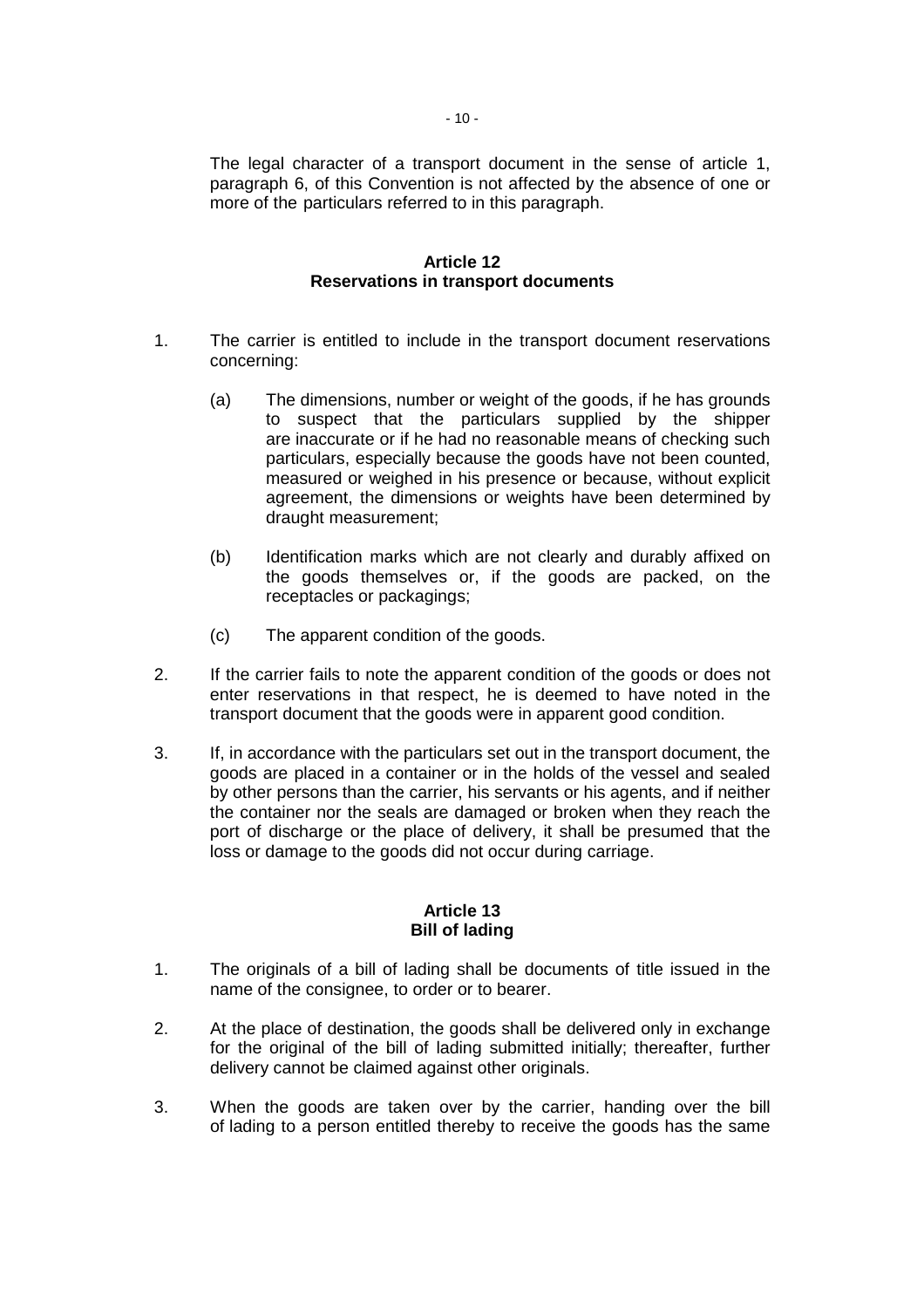The legal character of a transport document in the sense of article 1, paragraph 6, of this Convention is not affected by the absence of one or more of the particulars referred to in this paragraph.

### Article 12
### Reservations in transport documents

1. The carrier is entitled to include in the transport document reservations concerning:

   (a) The dimensions, number or weight of the goods, if he has grounds to suspect that the particulars supplied by the shipper are inaccurate or if he had no reasonable means of checking such particulars, especially because the goods have not been counted, measured or weighed in his presence or because, without explicit agreement, the dimensions or weights have been determined by draught measurement;

   (b) Identification marks which are not clearly and durably affixed on the goods themselves or, if the goods are packed, on the receptacles or packagings;

   (c) The apparent condition of the goods.

2. If the carrier fails to note the apparent condition of the goods or does not enter reservations in that respect, he is deemed to have noted in the transport document that the goods were in apparent good condition.

3. If, in accordance with the particulars set out in the transport document, the goods are placed in a container or in the holds of the vessel and sealed by other persons than the carrier, his servants or his agents, and if neither the container nor the seals are damaged or broken when they reach the port of discharge or the place of delivery, it shall be presumed that the loss or damage to the goods did not occur during carriage.

### Article 13
### Bill of lading

1. The originals of a bill of lading shall be documents of title issued in the name of the consignee, to order or to bearer.

2. At the place of destination, the goods shall be delivered only in exchange for the original of the bill of lading submitted initially; thereafter, further delivery cannot be claimed against other originals.

3. When the goods are taken over by the carrier, handing over the bill of lading to a person entitled thereby to receive the goods has the same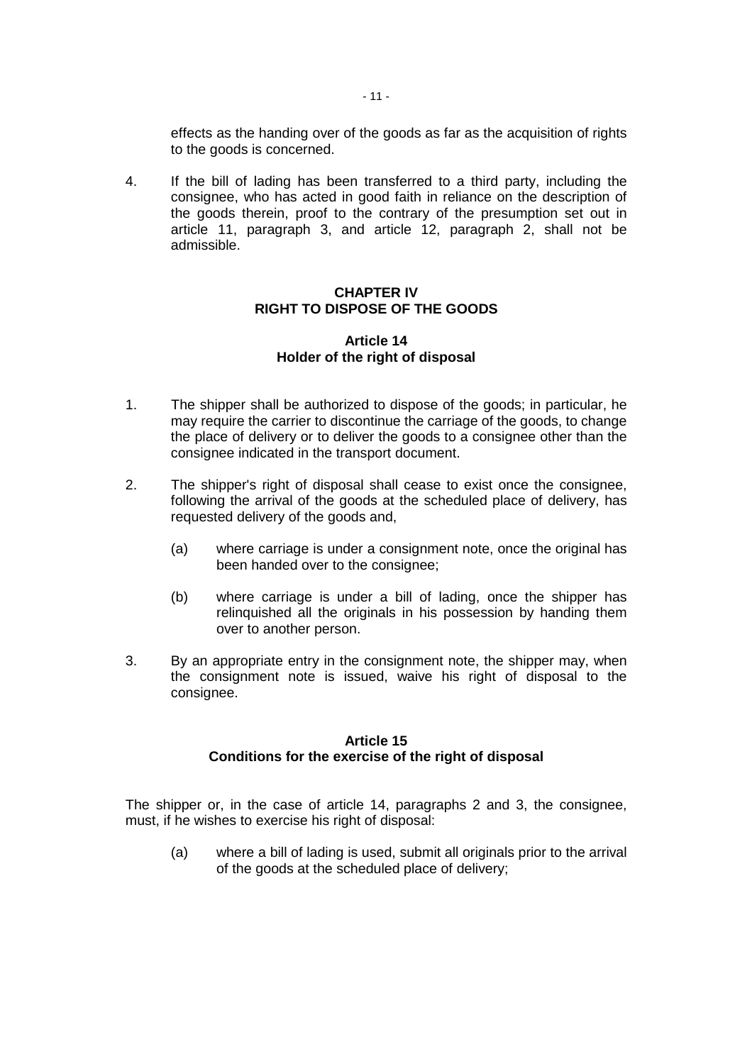effects as the handing over of the goods as far as the acquisition of rights to the goods is concerned.

4. If the bill of lading has been transferred to a third party, including the consignee, who has acted in good faith in reliance on the description of the goods therein, proof to the contrary of the presumption set out in article 11, paragraph 3, and article 12, paragraph 2, shall not be admissible.

## CHAPTER IV
## RIGHT TO DISPOSE OF THE GOODS

### Article 14
### Holder of the right of disposal

1. The shipper shall be authorized to dispose of the goods; in particular, he may require the carrier to discontinue the carriage of the goods, to change the place of delivery or to deliver the goods to a consignee other than the consignee indicated in the transport document.

2. The shipper's right of disposal shall cease to exist once the consignee, following the arrival of the goods at the scheduled place of delivery, has requested delivery of the goods and,

   (a) where carriage is under a consignment note, once the original has been handed over to the consignee;

   (b) where carriage is under a bill of lading, once the shipper has relinquished all the originals in his possession by handing them over to another person.

3. By an appropriate entry in the consignment note, the shipper may, when the consignment note is issued, waive his right of disposal to the consignee.

### Article 15
### Conditions for the exercise of the right of disposal

The shipper or, in the case of article 14, paragraphs 2 and 3, the consignee, must, if he wishes to exercise his right of disposal:

   (a) where a bill of lading is used, submit all originals prior to the arrival of the goods at the scheduled place of delivery;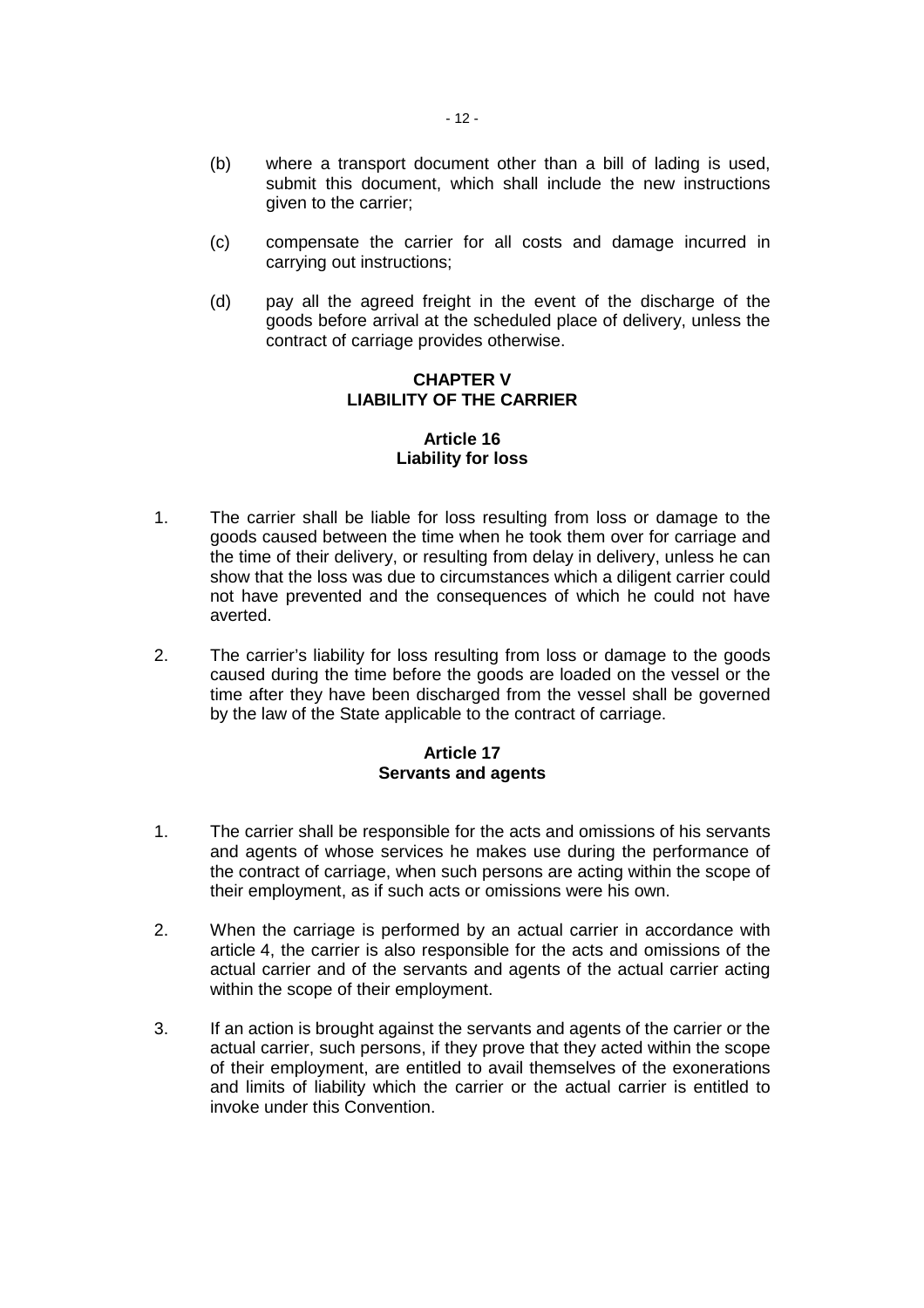(b) where a transport document other than a bill of lading is used, submit this document, which shall include the new instructions given to the carrier;

(c) compensate the carrier for all costs and damage incurred in carrying out instructions;

(d) pay all the agreed freight in the event of the discharge of the goods before arrival at the scheduled place of delivery, unless the contract of carriage provides otherwise.

## CHAPTER V
## LIABILITY OF THE CARRIER

### Article 16
### Liability for loss

1. The carrier shall be liable for loss resulting from loss or damage to the goods caused between the time when he took them over for carriage and the time of their delivery, or resulting from delay in delivery, unless he can show that the loss was due to circumstances which a diligent carrier could not have prevented and the consequences of which he could not have averted.

2. The carrier's liability for loss resulting from loss or damage to the goods caused during the time before the goods are loaded on the vessel or the time after they have been discharged from the vessel shall be governed by the law of the State applicable to the contract of carriage.

### Article 17
### Servants and agents

1. The carrier shall be responsible for the acts and omissions of his servants and agents of whose services he makes use during the performance of the contract of carriage, when such persons are acting within the scope of their employment, as if such acts or omissions were his own.

2. When the carriage is performed by an actual carrier in accordance with article 4, the carrier is also responsible for the acts and omissions of the actual carrier and of the servants and agents of the actual carrier acting within the scope of their employment.

3. If an action is brought against the servants and agents of the carrier or the actual carrier, such persons, if they prove that they acted within the scope of their employment, are entitled to avail themselves of the exonerations and limits of liability which the carrier or the actual carrier is entitled to invoke under this Convention.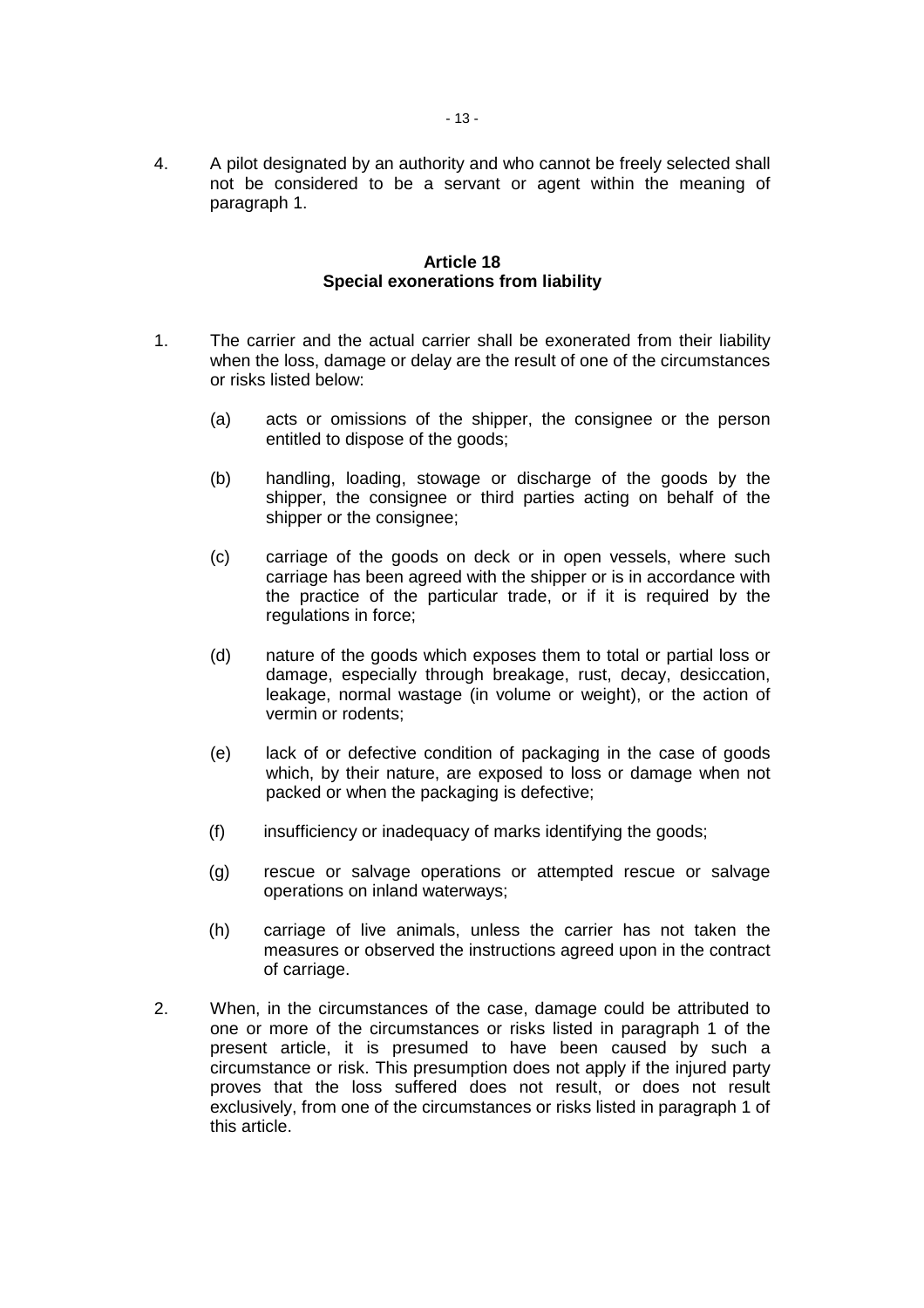4. A pilot designated by an authority and who cannot be freely selected shall not be considered to be a servant or agent within the meaning of paragraph 1.

### Article 18
### Special exonerations from liability

1. The carrier and the actual carrier shall be exonerated from their liability when the loss, damage or delay are the result of one of the circumstances or risks listed below:

   (a) acts or omissions of the shipper, the consignee or the person entitled to dispose of the goods;

   (b) handling, loading, stowage or discharge of the goods by the shipper, the consignee or third parties acting on behalf of the shipper or the consignee;

   (c) carriage of the goods on deck or in open vessels, where such carriage has been agreed with the shipper or is in accordance with the practice of the particular trade, or if it is required by the regulations in force;

   (d) nature of the goods which exposes them to total or partial loss or damage, especially through breakage, rust, decay, desiccation, leakage, normal wastage (in volume or weight), or the action of vermin or rodents;

   (e) lack of or defective condition of packaging in the case of goods which, by their nature, are exposed to loss or damage when not packed or when the packaging is defective;

   (f) insufficiency or inadequacy of marks identifying the goods;

   (g) rescue or salvage operations or attempted rescue or salvage operations on inland waterways;

   (h) carriage of live animals, unless the carrier has not taken the measures or observed the instructions agreed upon in the contract of carriage.

2. When, in the circumstances of the case, damage could be attributed to one or more of the circumstances or risks listed in paragraph 1 of the present article, it is presumed to have been caused by such a circumstance or risk. This presumption does not apply if the injured party proves that the loss suffered does not result, or does not result exclusively, from one of the circumstances or risks listed in paragraph 1 of this article.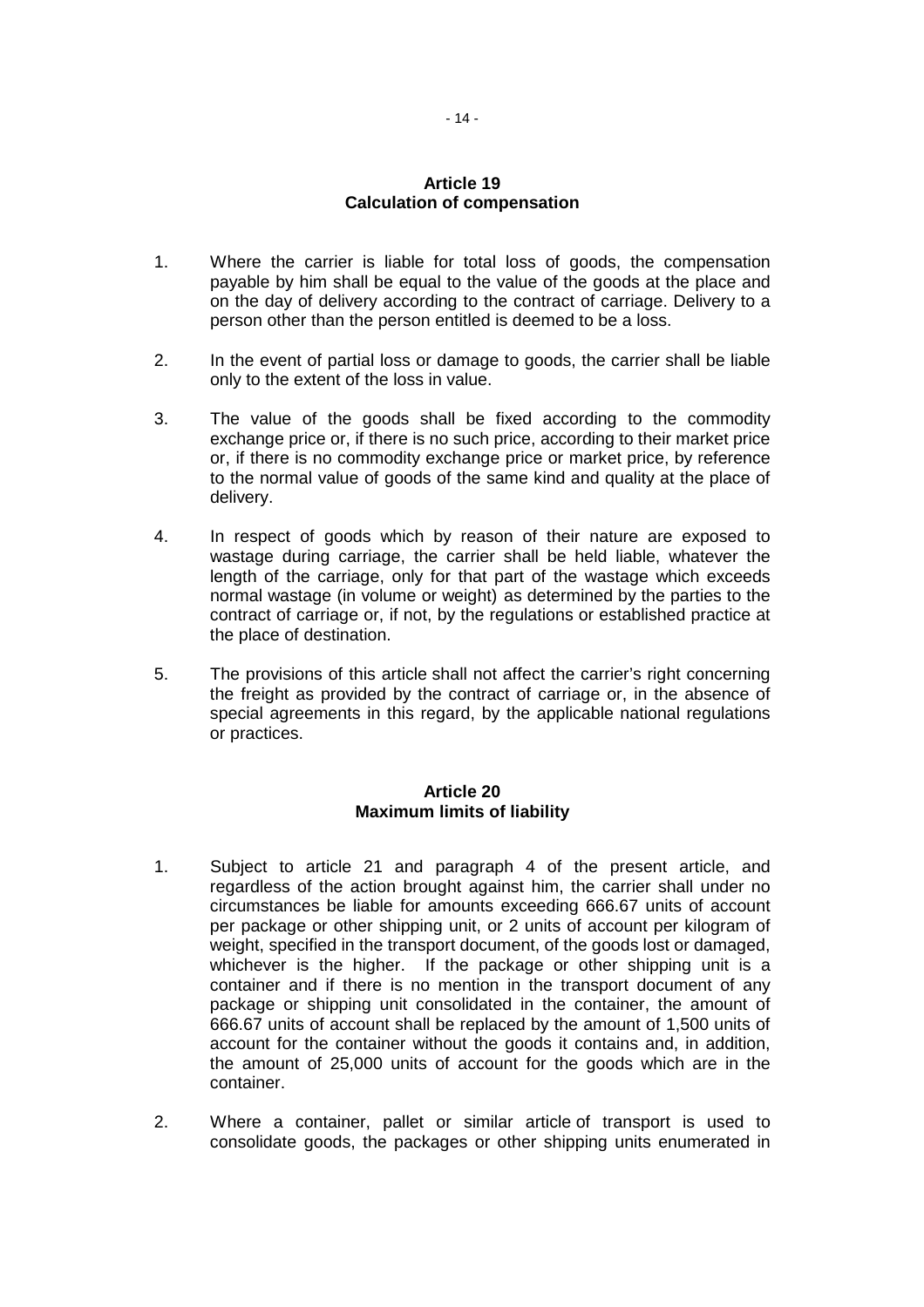### Article 19
### Calculation of compensation

1. Where the carrier is liable for total loss of goods, the compensation payable by him shall be equal to the value of the goods at the place and on the day of delivery according to the contract of carriage. Delivery to a person other than the person entitled is deemed to be a loss.

2. In the event of partial loss or damage to goods, the carrier shall be liable only to the extent of the loss in value.

3. The value of the goods shall be fixed according to the commodity exchange price or, if there is no such price, according to their market price or, if there is no commodity exchange price or market price, by reference to the normal value of goods of the same kind and quality at the place of delivery.

4. In respect of goods which by reason of their nature are exposed to wastage during carriage, the carrier shall be held liable, whatever the length of the carriage, only for that part of the wastage which exceeds normal wastage (in volume or weight) as determined by the parties to the contract of carriage or, if not, by the regulations or established practice at the place of destination.

5. The provisions of this article shall not affect the carrier's right concerning the freight as provided by the contract of carriage or, in the absence of special agreements in this regard, by the applicable national regulations or practices.

### Article 20
### Maximum limits of liability

1. Subject to article 21 and paragraph 4 of the present article, and regardless of the action brought against him, the carrier shall under no circumstances be liable for amounts exceeding 666.67 units of account per package or other shipping unit, or 2 units of account per kilogram of weight, specified in the transport document, of the goods lost or damaged, whichever is the higher. If the package or other shipping unit is a container and if there is no mention in the transport document of any package or shipping unit consolidated in the container, the amount of 666.67 units of account shall be replaced by the amount of 1,500 units of account for the container without the goods it contains and, in addition, the amount of 25,000 units of account for the goods which are in the container.

2. Where a container, pallet or similar article of transport is used to consolidate goods, the packages or other shipping units enumerated in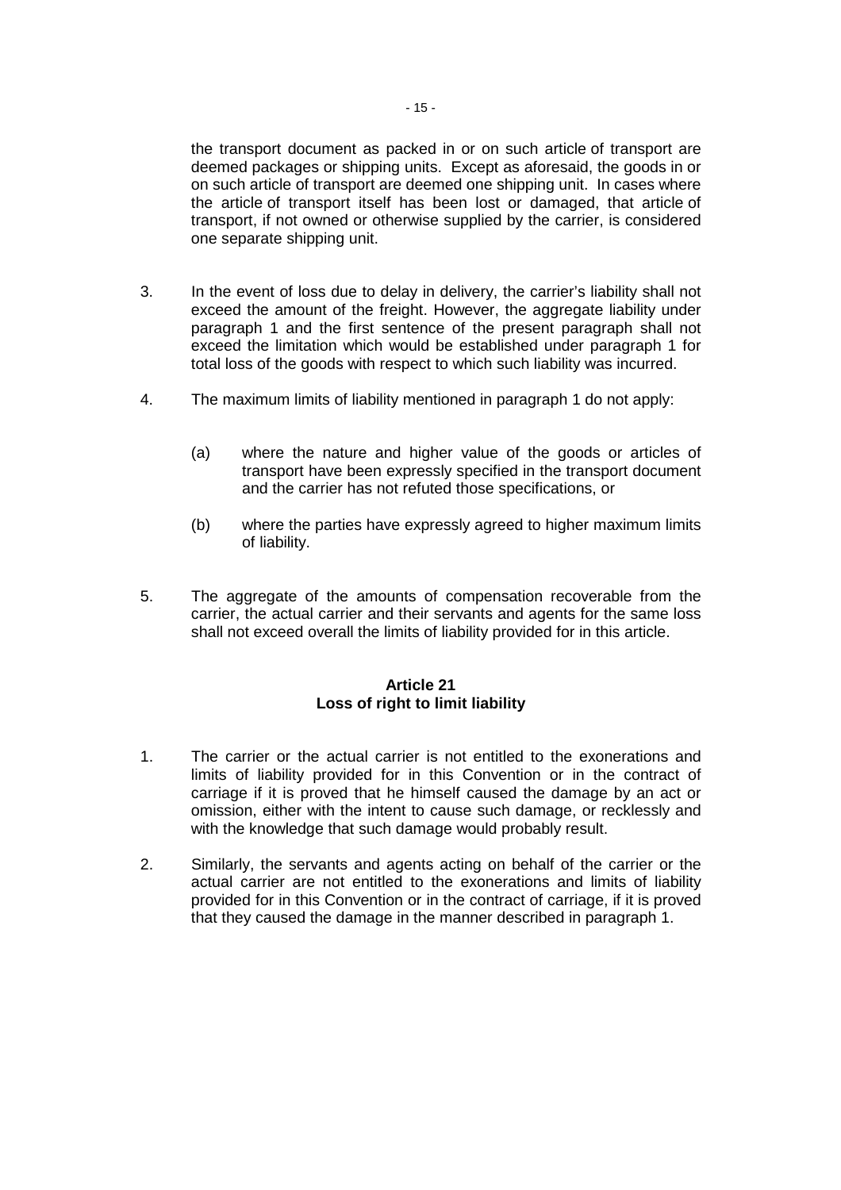the transport document as packed in or on such article of transport are deemed packages or shipping units. Except as aforesaid, the goods in or on such article of transport are deemed one shipping unit. In cases where the article of transport itself has been lost or damaged, that article of transport, if not owned or otherwise supplied by the carrier, is considered one separate shipping unit.

3. In the event of loss due to delay in delivery, the carrier's liability shall not exceed the amount of the freight. However, the aggregate liability under paragraph 1 and the first sentence of the present paragraph shall not exceed the limitation which would be established under paragraph 1 for total loss of the goods with respect to which such liability was incurred.

4. The maximum limits of liability mentioned in paragraph 1 do not apply:

   (a) where the nature and higher value of the goods or articles of transport have been expressly specified in the transport document and the carrier has not refuted those specifications, or

   (b) where the parties have expressly agreed to higher maximum limits of liability.

5. The aggregate of the amounts of compensation recoverable from the carrier, the actual carrier and their servants and agents for the same loss shall not exceed overall the limits of liability provided for in this article.

## Article 21
## Loss of right to limit liability

1. The carrier or the actual carrier is not entitled to the exonerations and limits of liability provided for in this Convention or in the contract of carriage if it is proved that he himself caused the damage by an act or omission, either with the intent to cause such damage, or recklessly and with the knowledge that such damage would probably result.

2. Similarly, the servants and agents acting on behalf of the carrier or the actual carrier are not entitled to the exonerations and limits of liability provided for in this Convention or in the contract of carriage, if it is proved that they caused the damage in the manner described in paragraph 1.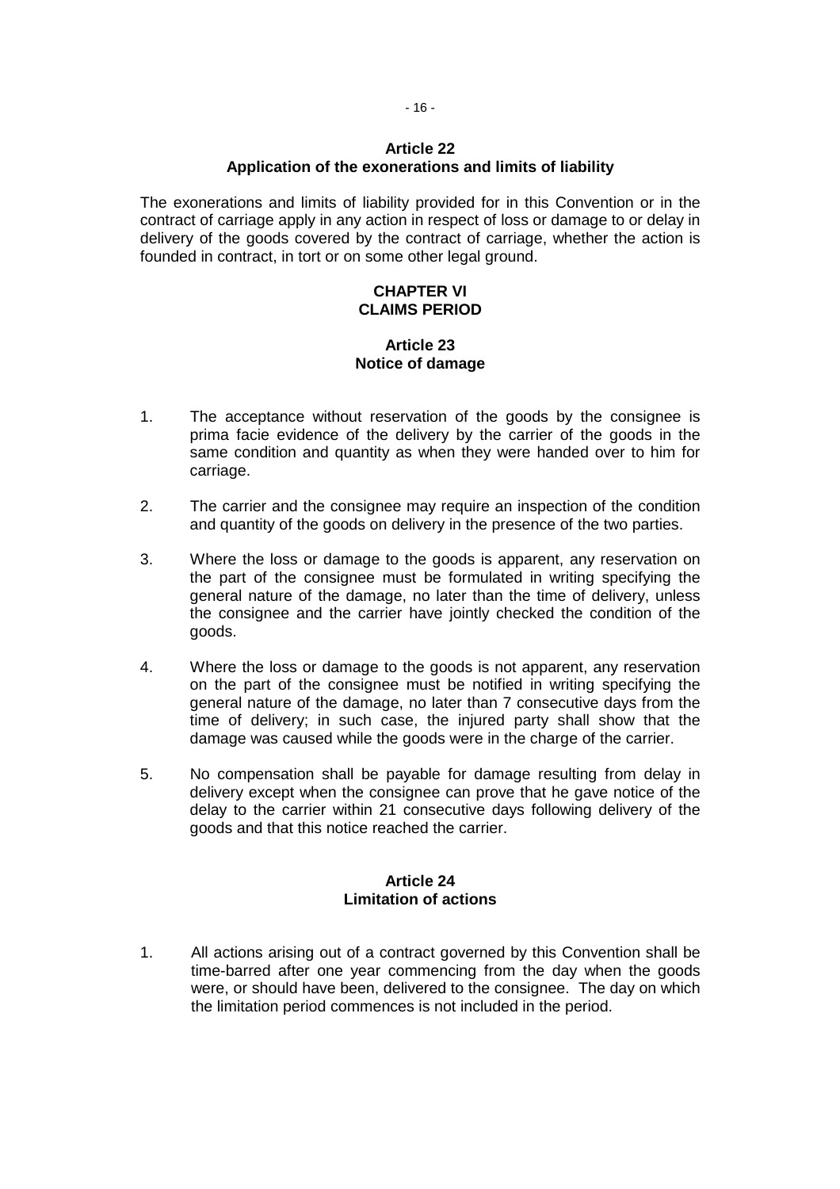### Article 22
### Application of the exonerations and limits of liability

The exonerations and limits of liability provided for in this Convention or in the contract of carriage apply in any action in respect of loss or damage to or delay in delivery of the goods covered by the contract of carriage, whether the action is founded in contract, in tort or on some other legal ground.

## CHAPTER VI
## CLAIMS PERIOD

### Article 23
### Notice of damage

1. The acceptance without reservation of the goods by the consignee is prima facie evidence of the delivery by the carrier of the goods in the same condition and quantity as when they were handed over to him for carriage.

2. The carrier and the consignee may require an inspection of the condition and quantity of the goods on delivery in the presence of the two parties.

3. Where the loss or damage to the goods is apparent, any reservation on the part of the consignee must be formulated in writing specifying the general nature of the damage, no later than the time of delivery, unless the consignee and the carrier have jointly checked the condition of the goods.

4. Where the loss or damage to the goods is not apparent, any reservation on the part of the consignee must be notified in writing specifying the general nature of the damage, no later than 7 consecutive days from the time of delivery; in such case, the injured party shall show that the damage was caused while the goods were in the charge of the carrier.

5. No compensation shall be payable for damage resulting from delay in delivery except when the consignee can prove that he gave notice of the delay to the carrier within 21 consecutive days following delivery of the goods and that this notice reached the carrier.

### Article 24
### Limitation of actions

1. All actions arising out of a contract governed by this Convention shall be time-barred after one year commencing from the day when the goods were, or should have been, delivered to the consignee. The day on which the limitation period commences is not included in the period.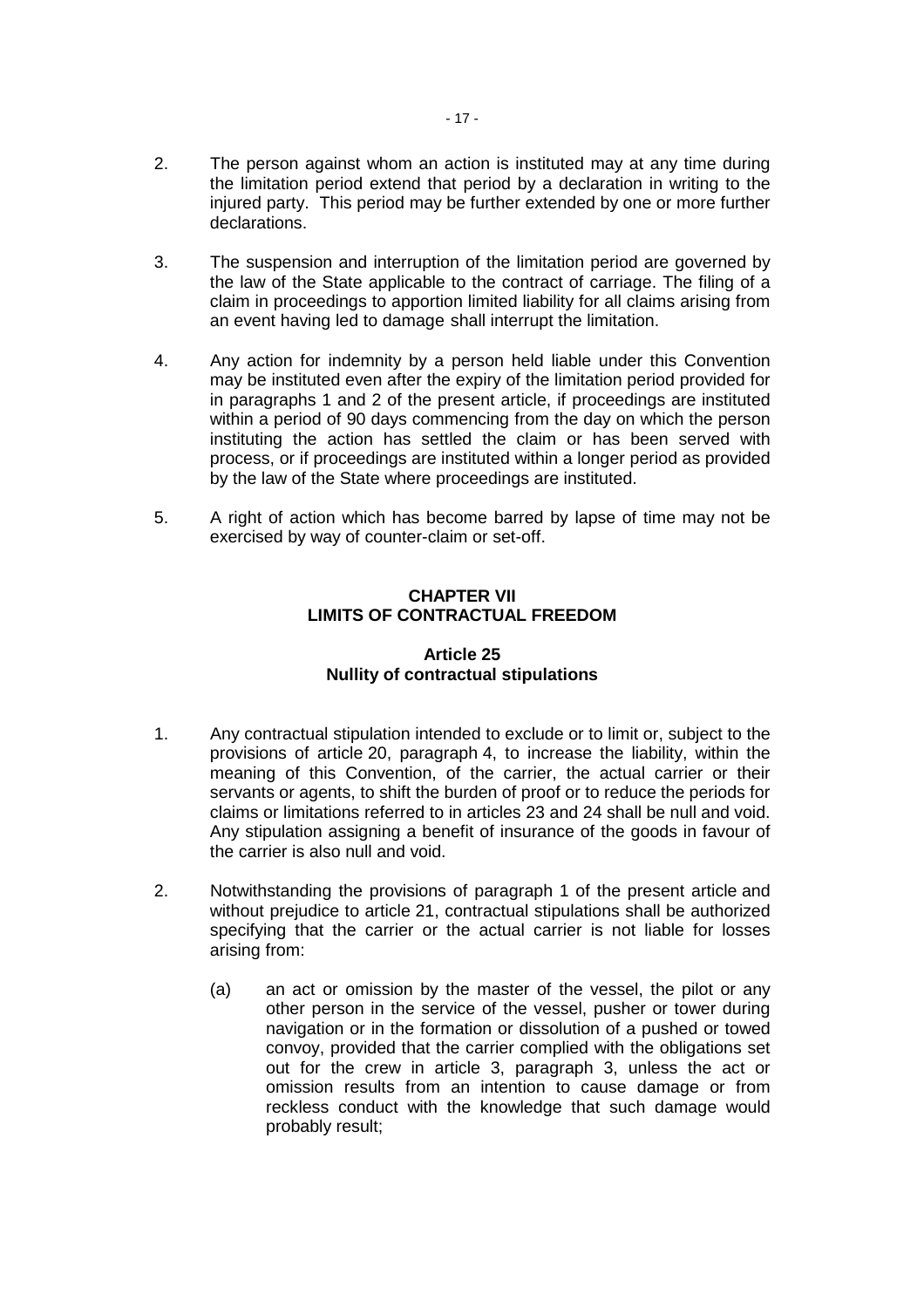2. The person against whom an action is instituted may at any time during the limitation period extend that period by a declaration in writing to the injured party. This period may be further extended by one or more further declarations.

3. The suspension and interruption of the limitation period are governed by the law of the State applicable to the contract of carriage. The filing of a claim in proceedings to apportion limited liability for all claims arising from an event having led to damage shall interrupt the limitation.

4. Any action for indemnity by a person held liable under this Convention may be instituted even after the expiry of the limitation period provided for in paragraphs 1 and 2 of the present article, if proceedings are instituted within a period of 90 days commencing from the day on which the person instituting the action has settled the claim or has been served with process, or if proceedings are instituted within a longer period as provided by the law of the State where proceedings are instituted.

5. A right of action which has become barred by lapse of time may not be exercised by way of counter-claim or set-off.

## CHAPTER VII
## LIMITS OF CONTRACTUAL FREEDOM

### Article 25
### Nullity of contractual stipulations

1. Any contractual stipulation intended to exclude or to limit or, subject to the provisions of article 20, paragraph 4, to increase the liability, within the meaning of this Convention, of the carrier, the actual carrier or their servants or agents, to shift the burden of proof or to reduce the periods for claims or limitations referred to in articles 23 and 24 shall be null and void. Any stipulation assigning a benefit of insurance of the goods in favour of the carrier is also null and void.

2. Notwithstanding the provisions of paragraph 1 of the present article and without prejudice to article 21, contractual stipulations shall be authorized specifying that the carrier or the actual carrier is not liable for losses arising from:

    (a) an act or omission by the master of the vessel, the pilot or any other person in the service of the vessel, pusher or tower during navigation or in the formation or dissolution of a pushed or towed convoy, provided that the carrier complied with the obligations set out for the crew in article 3, paragraph 3, unless the act or omission results from an intention to cause damage or from reckless conduct with the knowledge that such damage would probably result;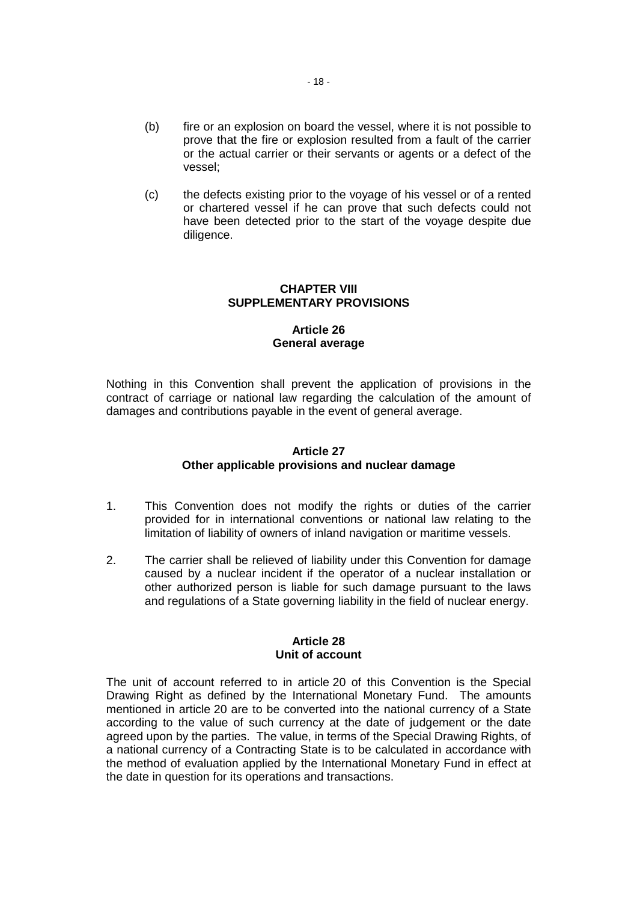(b) fire or an explosion on board the vessel, where it is not possible to prove that the fire or explosion resulted from a fault of the carrier or the actual carrier or their servants or agents or a defect of the vessel;

(c) the defects existing prior to the voyage of his vessel or of a rented or chartered vessel if he can prove that such defects could not have been detected prior to the start of the voyage despite due diligence.

## CHAPTER VIII
## SUPPLEMENTARY PROVISIONS

### Article 26
### General average

Nothing in this Convention shall prevent the application of provisions in the contract of carriage or national law regarding the calculation of the amount of damages and contributions payable in the event of general average.

### Article 27
### Other applicable provisions and nuclear damage

1. This Convention does not modify the rights or duties of the carrier provided for in international conventions or national law relating to the limitation of liability of owners of inland navigation or maritime vessels.

2. The carrier shall be relieved of liability under this Convention for damage caused by a nuclear incident if the operator of a nuclear installation or other authorized person is liable for such damage pursuant to the laws and regulations of a State governing liability in the field of nuclear energy.

### Article 28
### Unit of account

The unit of account referred to in article 20 of this Convention is the Special Drawing Right as defined by the International Monetary Fund. The amounts mentioned in article 20 are to be converted into the national currency of a State according to the value of such currency at the date of judgement or the date agreed upon by the parties. The value, in terms of the Special Drawing Rights, of a national currency of a Contracting State is to be calculated in accordance with the method of evaluation applied by the International Monetary Fund in effect at the date in question for its operations and transactions.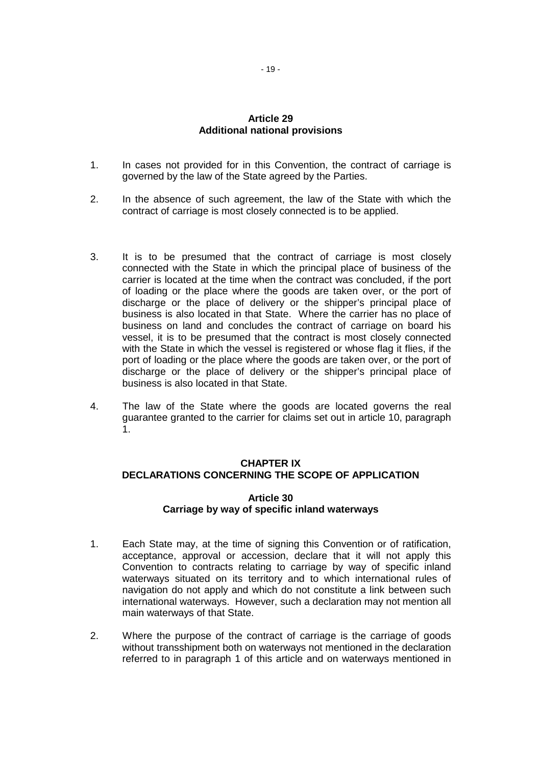### Article 29
### Additional national provisions

1. In cases not provided for in this Convention, the contract of carriage is governed by the law of the State agreed by the Parties.

2. In the absence of such agreement, the law of the State with which the contract of carriage is most closely connected is to be applied.

3. It is to be presumed that the contract of carriage is most closely connected with the State in which the principal place of business of the carrier is located at the time when the contract was concluded, if the port of loading or the place where the goods are taken over, or the port of discharge or the place of delivery or the shipper's principal place of business is also located in that State. Where the carrier has no place of business on land and concludes the contract of carriage on board his vessel, it is to be presumed that the contract is most closely connected with the State in which the vessel is registered or whose flag it flies, if the port of loading or the place where the goods are taken over, or the port of discharge or the place of delivery or the shipper's principal place of business is also located in that State.

4. The law of the State where the goods are located governs the real guarantee granted to the carrier for claims set out in article 10, paragraph 1.

## CHAPTER IX
## DECLARATIONS CONCERNING THE SCOPE OF APPLICATION

### Article 30
### Carriage by way of specific inland waterways

1. Each State may, at the time of signing this Convention or of ratification, acceptance, approval or accession, declare that it will not apply this Convention to contracts relating to carriage by way of specific inland waterways situated on its territory and to which international rules of navigation do not apply and which do not constitute a link between such international waterways. However, such a declaration may not mention all main waterways of that State.

2. Where the purpose of the contract of carriage is the carriage of goods without transshipment both on waterways not mentioned in the declaration referred to in paragraph 1 of this article and on waterways mentioned in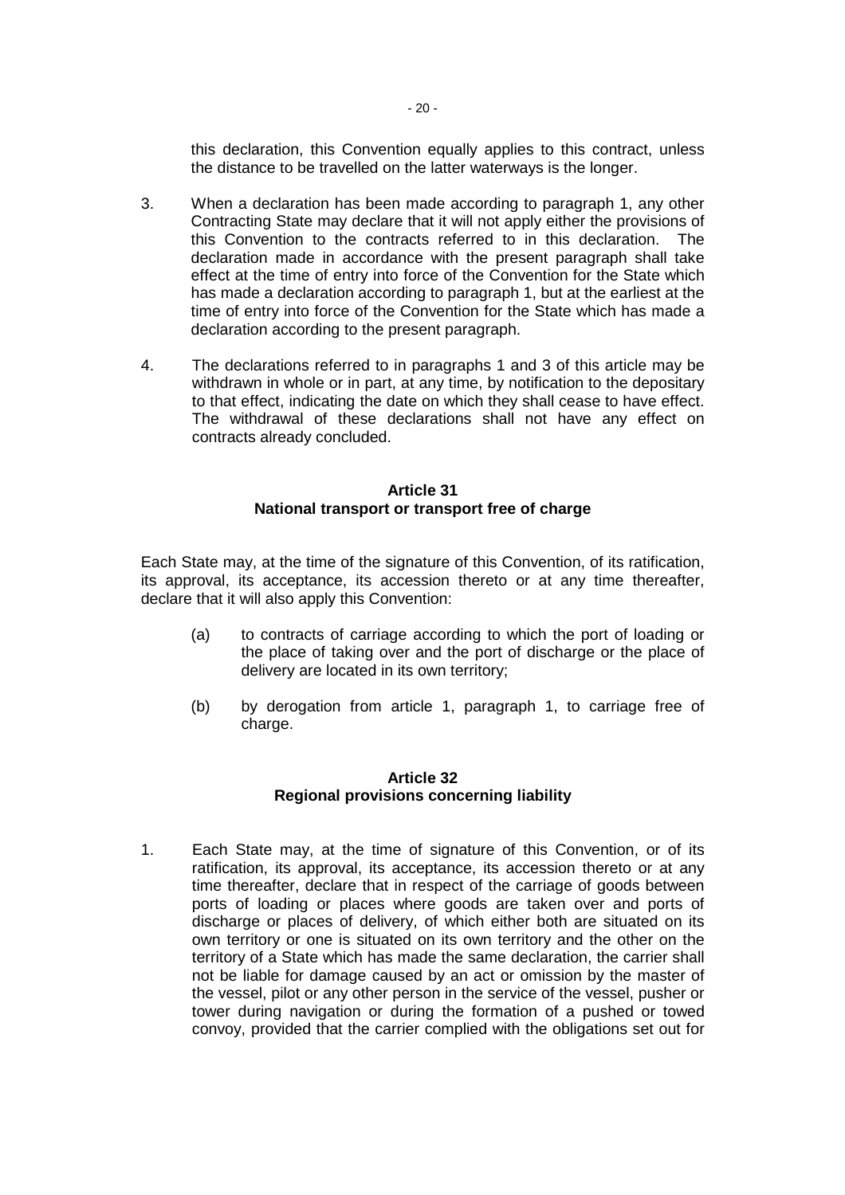this declaration, this Convention equally applies to this contract, unless the distance to be travelled on the latter waterways is the longer.

3. When a declaration has been made according to paragraph 1, any other Contracting State may declare that it will not apply either the provisions of this Convention to the contracts referred to in this declaration. The declaration made in accordance with the present paragraph shall take effect at the time of entry into force of the Convention for the State which has made a declaration according to paragraph 1, but at the earliest at the time of entry into force of the Convention for the State which has made a declaration according to the present paragraph.

4. The declarations referred to in paragraphs 1 and 3 of this article may be withdrawn in whole or in part, at any time, by notification to the depositary to that effect, indicating the date on which they shall cease to have effect. The withdrawal of these declarations shall not have any effect on contracts already concluded.

### Article 31
### National transport or transport free of charge

Each State may, at the time of the signature of this Convention, of its ratification, its approval, its acceptance, its accession thereto or at any time thereafter, declare that it will also apply this Convention:

(a) to contracts of carriage according to which the port of loading or the place of taking over and the port of discharge or the place of delivery are located in its own territory;

(b) by derogation from article 1, paragraph 1, to carriage free of charge.

### Article 32
### Regional provisions concerning liability

1. Each State may, at the time of signature of this Convention, or of its ratification, its approval, its acceptance, its accession thereto or at any time thereafter, declare that in respect of the carriage of goods between ports of loading or places where goods are taken over and ports of discharge or places of delivery, of which either both are situated on its own territory or one is situated on its own territory and the other on the territory of a State which has made the same declaration, the carrier shall not be liable for damage caused by an act or omission by the master of the vessel, pilot or any other person in the service of the vessel, pusher or tower during navigation or during the formation of a pushed or towed convoy, provided that the carrier complied with the obligations set out for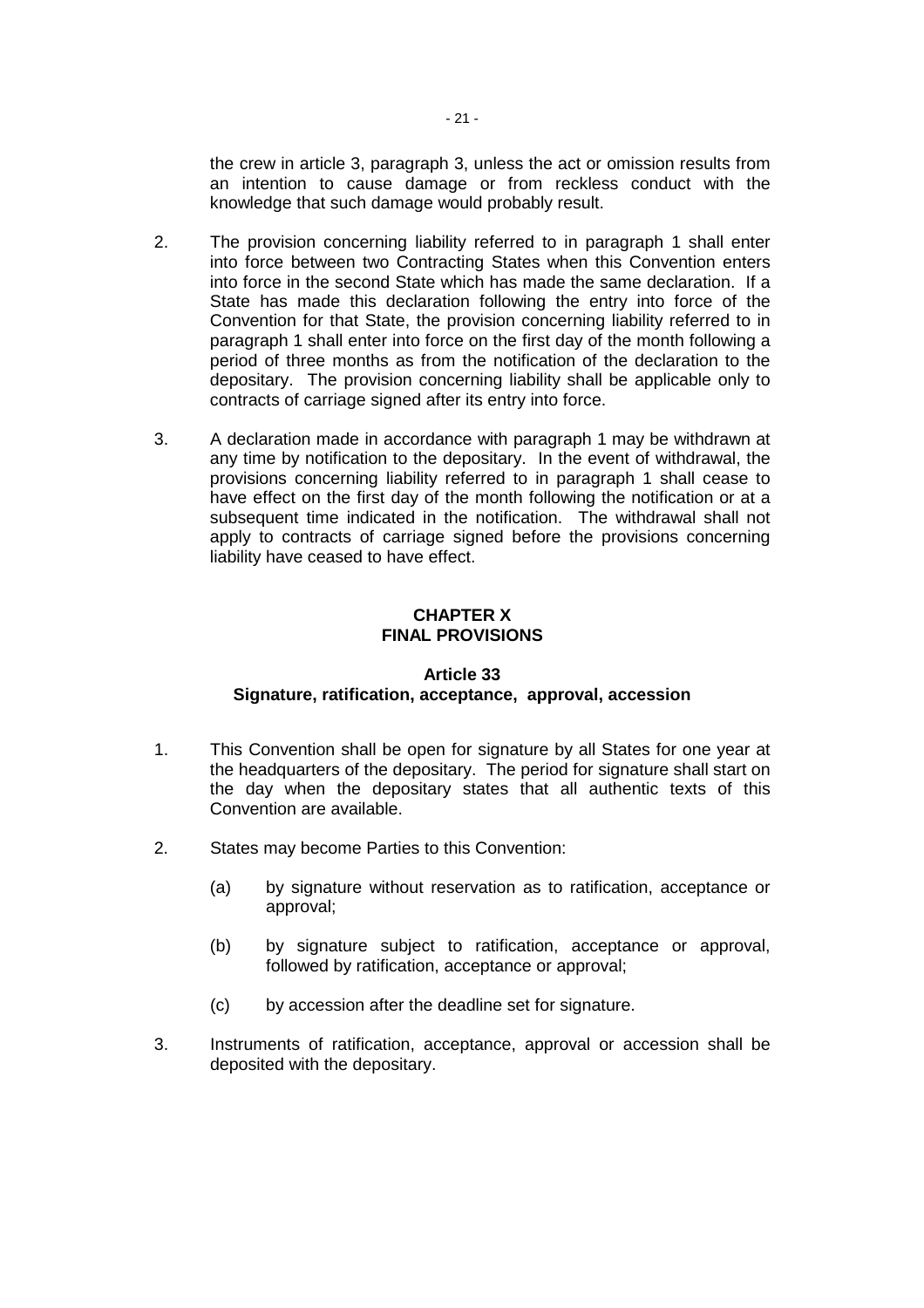the crew in article 3, paragraph 3, unless the act or omission results from an intention to cause damage or from reckless conduct with the knowledge that such damage would probably result.

2. The provision concerning liability referred to in paragraph 1 shall enter into force between two Contracting States when this Convention enters into force in the second State which has made the same declaration. If a State has made this declaration following the entry into force of the Convention for that State, the provision concerning liability referred to in paragraph 1 shall enter into force on the first day of the month following a period of three months as from the notification of the declaration to the depositary. The provision concerning liability shall be applicable only to contracts of carriage signed after its entry into force.

3. A declaration made in accordance with paragraph 1 may be withdrawn at any time by notification to the depositary. In the event of withdrawal, the provisions concerning liability referred to in paragraph 1 shall cease to have effect on the first day of the month following the notification or at a subsequent time indicated in the notification. The withdrawal shall not apply to contracts of carriage signed before the provisions concerning liability have ceased to have effect.

## CHAPTER X
## FINAL PROVISIONS

### Article 33
### Signature, ratification, acceptance, approval, accession

1. This Convention shall be open for signature by all States for one year at the headquarters of the depositary. The period for signature shall start on the day when the depositary states that all authentic texts of this Convention are available.

2. States may become Parties to this Convention:

   (a) by signature without reservation as to ratification, acceptance or approval;

   (b) by signature subject to ratification, acceptance or approval, followed by ratification, acceptance or approval;

   (c) by accession after the deadline set for signature.

3. Instruments of ratification, acceptance, approval or accession shall be deposited with the depositary.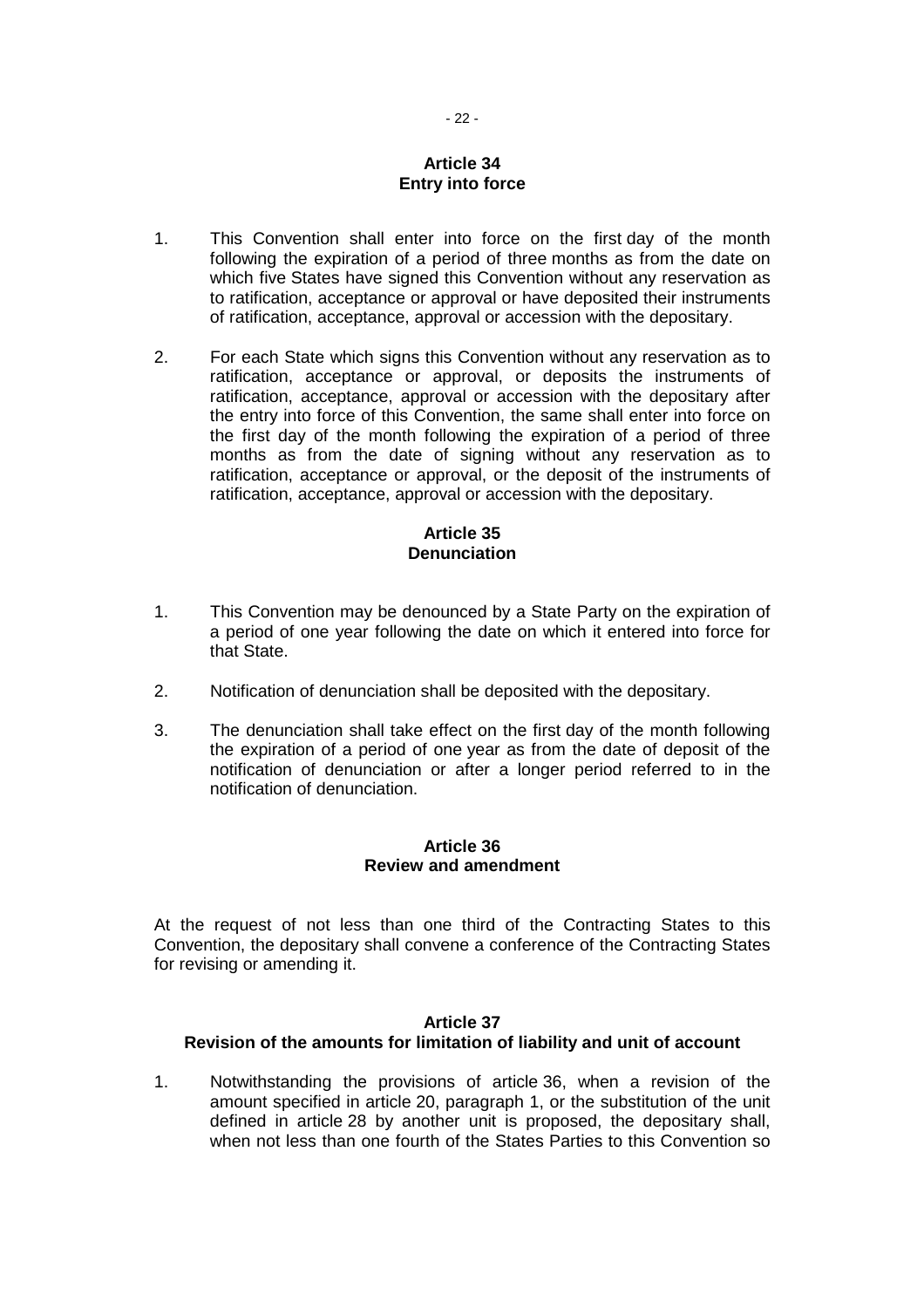### Article 34
### Entry into force

1. This Convention shall enter into force on the first day of the month following the expiration of a period of three months as from the date on which five States have signed this Convention without any reservation as to ratification, acceptance or approval or have deposited their instruments of ratification, acceptance, approval or accession with the depositary.

2. For each State which signs this Convention without any reservation as to ratification, acceptance or approval, or deposits the instruments of ratification, acceptance, approval or accession with the depositary after the entry into force of this Convention, the same shall enter into force on the first day of the month following the expiration of a period of three months as from the date of signing without any reservation as to ratification, acceptance or approval, or the deposit of the instruments of ratification, acceptance, approval or accession with the depositary.

### Article 35
### Denunciation

1. This Convention may be denounced by a State Party on the expiration of a period of one year following the date on which it entered into force for that State.

2. Notification of denunciation shall be deposited with the depositary.

3. The denunciation shall take effect on the first day of the month following the expiration of a period of one year as from the date of deposit of the notification of denunciation or after a longer period referred to in the notification of denunciation.

### Article 36
### Review and amendment

At the request of not less than one third of the Contracting States to this Convention, the depositary shall convene a conference of the Contracting States for revising or amending it.

### Article 37
### Revision of the amounts for limitation of liability and unit of account

1. Notwithstanding the provisions of article 36, when a revision of the amount specified in article 20, paragraph 1, or the substitution of the unit defined in article 28 by another unit is proposed, the depositary shall, when not less than one fourth of the States Parties to this Convention so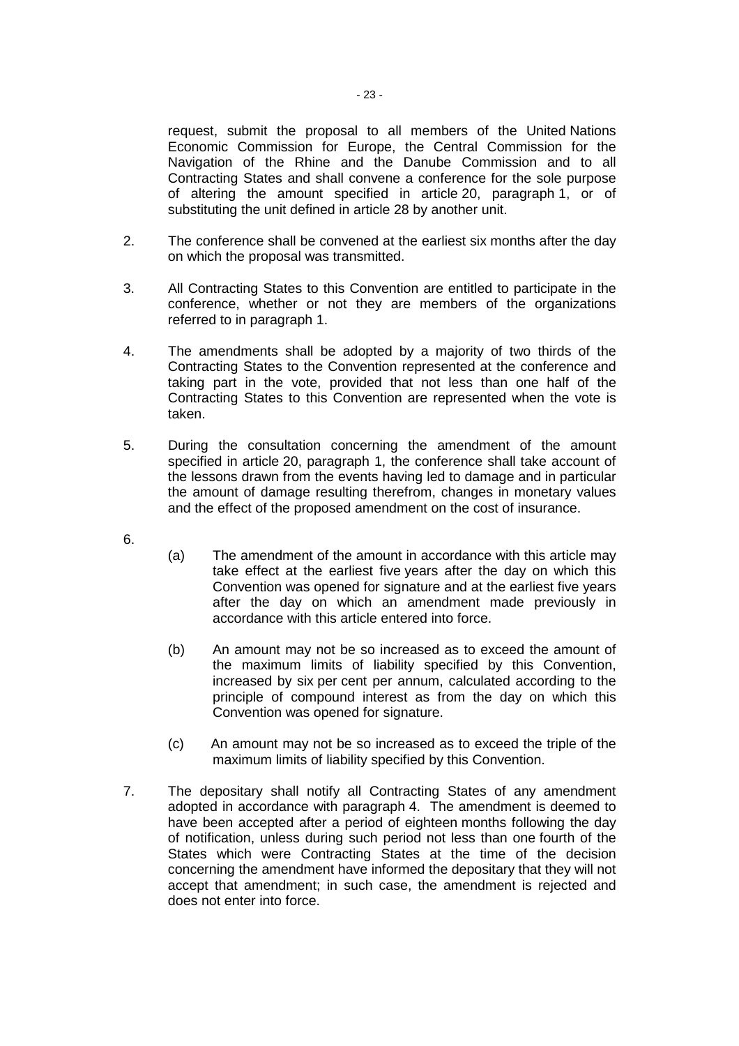request, submit the proposal to all members of the United Nations Economic Commission for Europe, the Central Commission for the Navigation of the Rhine and the Danube Commission and to all Contracting States and shall convene a conference for the sole purpose of altering the amount specified in article 20, paragraph 1, or of substituting the unit defined in article 28 by another unit.

2. The conference shall be convened at the earliest six months after the day on which the proposal was transmitted.

3. All Contracting States to this Convention are entitled to participate in the conference, whether or not they are members of the organizations referred to in paragraph 1.

4. The amendments shall be adopted by a majority of two thirds of the Contracting States to the Convention represented at the conference and taking part in the vote, provided that not less than one half of the Contracting States to this Convention are represented when the vote is taken.

5. During the consultation concerning the amendment of the amount specified in article 20, paragraph 1, the conference shall take account of the lessons drawn from the events having led to damage and in particular the amount of damage resulting therefrom, changes in monetary values and the effect of the proposed amendment on the cost of insurance.

6.

   (a) The amendment of the amount in accordance with this article may take effect at the earliest five years after the day on which this Convention was opened for signature and at the earliest five years after the day on which an amendment made previously in accordance with this article entered into force.

   (b) An amount may not be so increased as to exceed the amount of the maximum limits of liability specified by this Convention, increased by six per cent per annum, calculated according to the principle of compound interest as from the day on which this Convention was opened for signature.

   (c) An amount may not be so increased as to exceed the triple of the maximum limits of liability specified by this Convention.

7. The depositary shall notify all Contracting States of any amendment adopted in accordance with paragraph 4. The amendment is deemed to have been accepted after a period of eighteen months following the day of notification, unless during such period not less than one fourth of the States which were Contracting States at the time of the decision concerning the amendment have informed the depositary that they will not accept that amendment; in such case, the amendment is rejected and does not enter into force.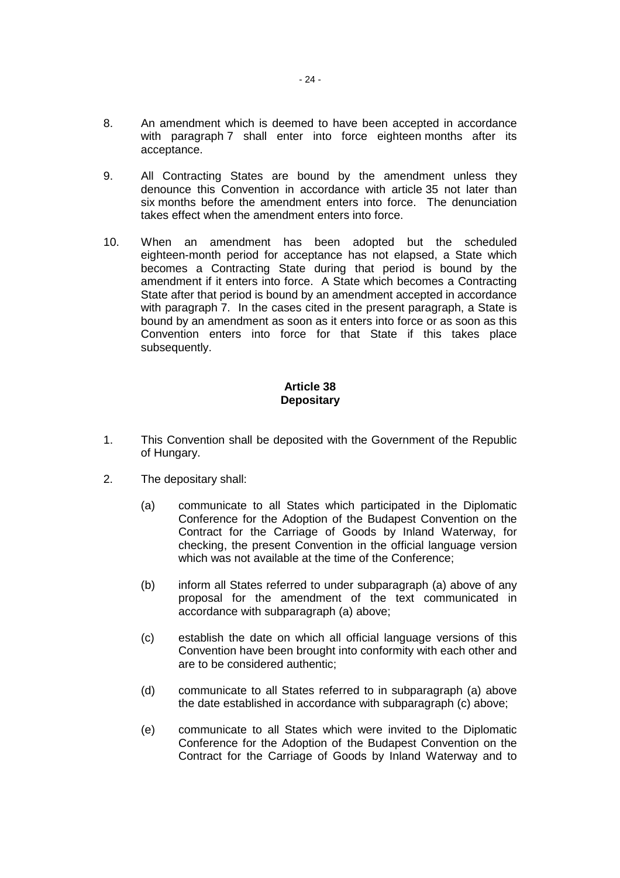8. An amendment which is deemed to have been accepted in accordance with paragraph 7 shall enter into force eighteen months after its acceptance.

9. All Contracting States are bound by the amendment unless they denounce this Convention in accordance with article 35 not later than six months before the amendment enters into force. The denunciation takes effect when the amendment enters into force.

10. When an amendment has been adopted but the scheduled eighteen-month period for acceptance has not elapsed, a State which becomes a Contracting State during that period is bound by the amendment if it enters into force. A State which becomes a Contracting State after that period is bound by an amendment accepted in accordance with paragraph 7. In the cases cited in the present paragraph, a State is bound by an amendment as soon as it enters into force or as soon as this Convention enters into force for that State if this takes place subsequently.

**Article 38**
**Depositary**

1. This Convention shall be deposited with the Government of the Republic of Hungary.

2. The depositary shall:

   (a) communicate to all States which participated in the Diplomatic Conference for the Adoption of the Budapest Convention on the Contract for the Carriage of Goods by Inland Waterway, for checking, the present Convention in the official language version which was not available at the time of the Conference;

   (b) inform all States referred to under subparagraph (a) above of any proposal for the amendment of the text communicated in accordance with subparagraph (a) above;

   (c) establish the date on which all official language versions of this Convention have been brought into conformity with each other and are to be considered authentic;

   (d) communicate to all States referred to in subparagraph (a) above the date established in accordance with subparagraph (c) above;

   (e) communicate to all States which were invited to the Diplomatic Conference for the Adoption of the Budapest Convention on the Contract for the Carriage of Goods by Inland Waterway and to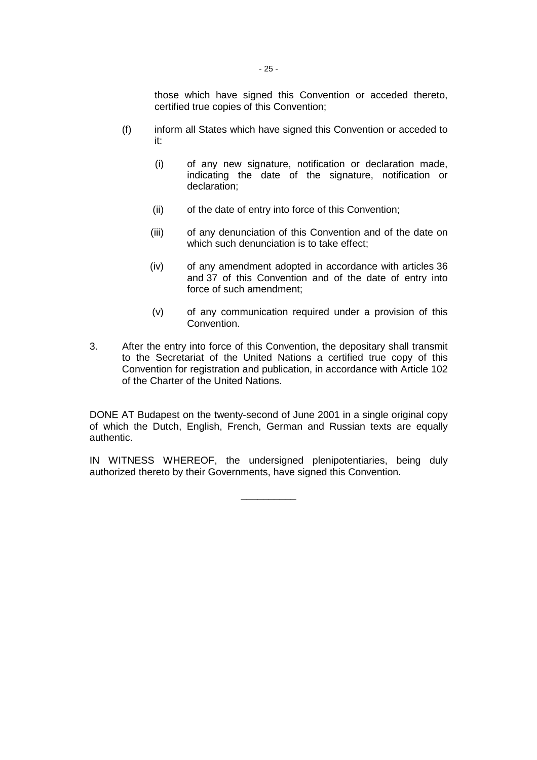those which have signed this Convention or acceded thereto, certified true copies of this Convention;

(f) inform all States which have signed this Convention or acceded to it:

   (i) of any new signature, notification or declaration made, indicating the date of the signature, notification or declaration;

   (ii) of the date of entry into force of this Convention;

   (iii) of any denunciation of this Convention and of the date on which such denunciation is to take effect;

   (iv) of any amendment adopted in accordance with articles 36 and 37 of this Convention and of the date of entry into force of such amendment;

   (v) of any communication required under a provision of this Convention.

3. After the entry into force of this Convention, the depositary shall transmit to the Secretariat of the United Nations a certified true copy of this Convention for registration and publication, in accordance with Article 102 of the Charter of the United Nations.

DONE AT Budapest on the twenty-second of June 2001 in a single original copy of which the Dutch, English, French, German and Russian texts are equally authentic.

IN WITNESS WHEREOF, the undersigned plenipotentiaries, being duly authorized thereto by their Governments, have signed this Convention.

__________